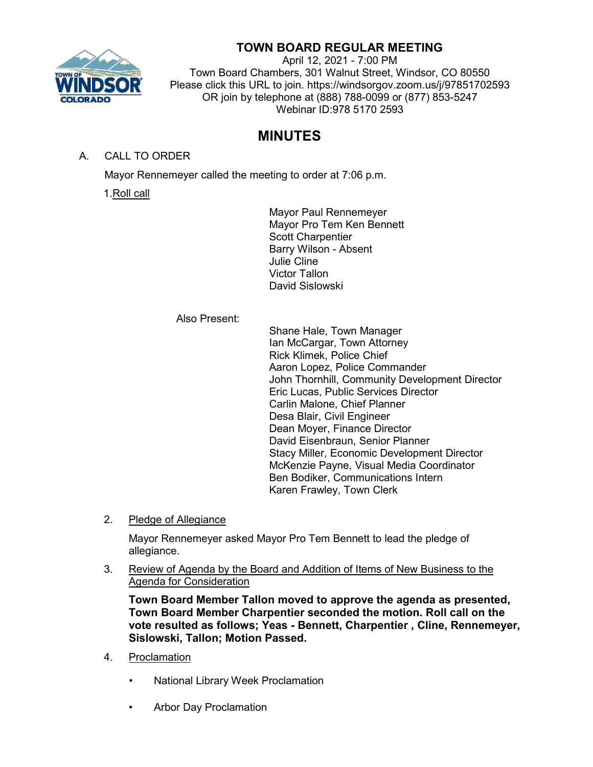# TOWN BOARD REGULAR MEETING

April 12, 2021 - 7:00 PM
Town Board Chambers, 301 Walnut Street, Windsor, CO 80550
Please click this URL to join. https://windsorgov.zoom.us/j/97851702593
OR join by telephone at (888) 788-0099 or (877) 853-5247
Webinar ID:978 5170 2593

## MINUTES

A. CALL TO ORDER

Mayor Rennemeyer called the meeting to order at 7:06 p.m.

1. Roll call

Mayor Paul Rennemeyer
Mayor Pro Tem Ken Bennett
Scott Charpentier
Barry Wilson - Absent
Julie Cline
Victor Tallon
David Sislowski

Also Present:

Shane Hale, Town Manager
Ian McCargar, Town Attorney
Rick Klimek, Police Chief
Aaron Lopez, Police Commander
John Thornhill, Community Development Director
Eric Lucas, Public Services Director
Carlin Malone, Chief Planner
Desa Blair, Civil Engineer
Dean Moyer, Finance Director
David Eisenbraun, Senior Planner
Stacy Miller, Economic Development Director
McKenzie Payne, Visual Media Coordinator
Ben Bodiker, Communications Intern
Karen Frawley, Town Clerk

2. Pledge of Allegiance

Mayor Rennemeyer asked Mayor Pro Tem Bennett to lead the pledge of allegiance.

3. Review of Agenda by the Board and Addition of Items of New Business to the Agenda for Consideration

**Town Board Member Tallon moved to approve the agenda as presented, Town Board Member Charpentier seconded the motion. Roll call on the vote resulted as follows; Yeas - Bennett, Charpentier , Cline, Rennemeyer, Sislowski, Tallon; Motion Passed.**

4. Proclamation

- National Library Week Proclamation
- Arbor Day Proclamation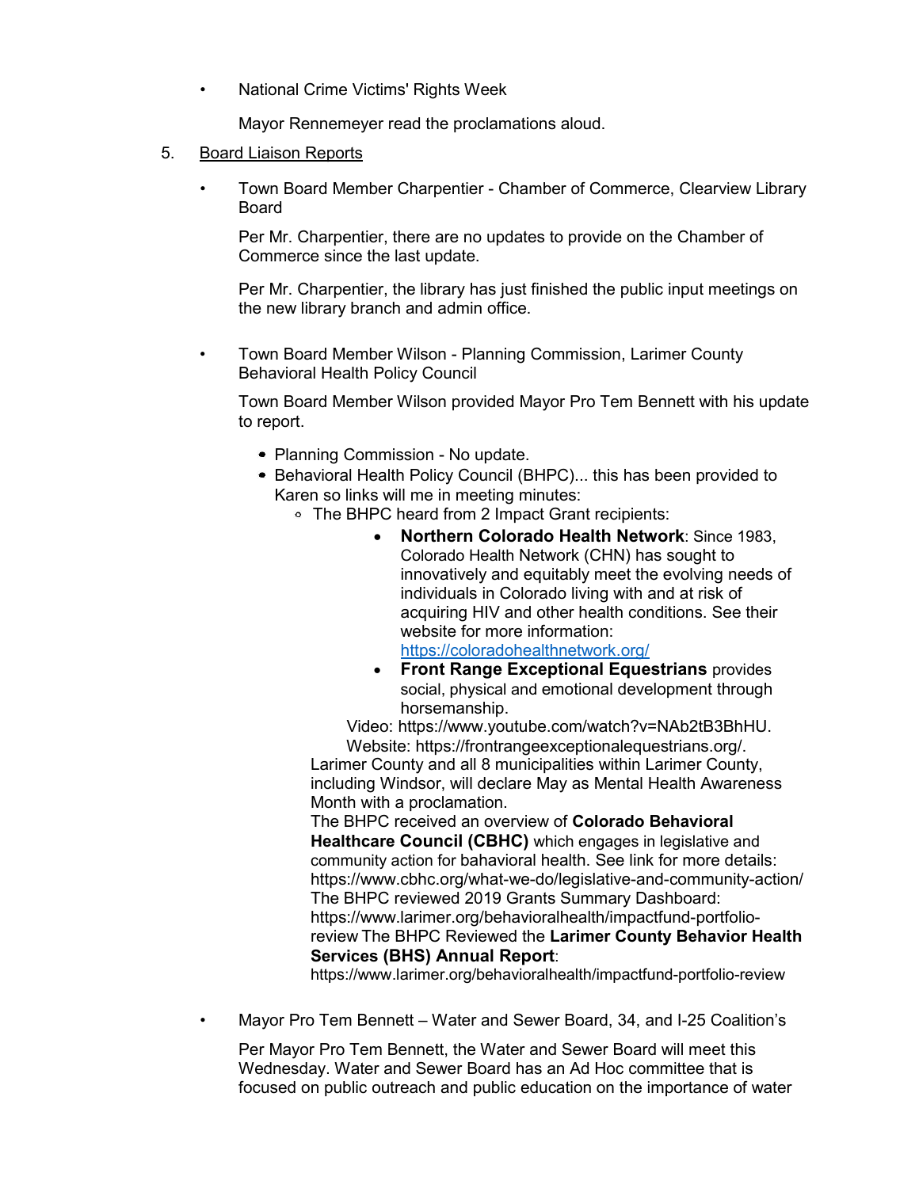- National Crime Victims' Rights Week

  Mayor Rennemeyer read the proclamations aloud.

5. <u>Board Liaison Reports</u>

- Town Board Member Charpentier - Chamber of Commerce, Clearview Library Board

  Per Mr. Charpentier, there are no updates to provide on the Chamber of Commerce since the last update.

  Per Mr. Charpentier, the library has just finished the public input meetings on the new library branch and admin office.

- Town Board Member Wilson - Planning Commission, Larimer County Behavioral Health Policy Council

  Town Board Member Wilson provided Mayor Pro Tem Bennett with his update to report.

  - Planning Commission - No update.
  - Behavioral Health Policy Council (BHPC)... this has been provided to Karen so links will me in meeting minutes:
    - The BHPC heard from 2 Impact Grant recipients:
      - **Northern Colorado Health Network**: Since 1983, Colorado Health Network (CHN) has sought to innovatively and equitably meet the evolving needs of individuals in Colorado living with and at risk of acquiring HIV and other health conditions. See their website for more information: [https://coloradohealthnetwork.org/](https://coloradohealthnetwork.org/)
      - **Front Range Exceptional Equestrians** provides social, physical and emotional development through horsemanship.

      Video: https://www.youtube.com/watch?v=NAb2tB3BhHU.
      Website: https://frontrangeexceptionalequestrians.org/.

    Larimer County and all 8 municipalities within Larimer County, including Windsor, will declare May as Mental Health Awareness Month with a proclamation.
    The BHPC received an overview of **Colorado Behavioral Healthcare Council (CBHC)** which engages in legislative and community action for bahavioral health. See link for more details: https://www.cbhc.org/what-we-do/legislative-and-community-action/
    The BHPC reviewed 2019 Grants Summary Dashboard: https://www.larimer.org/behavioralhealth/impactfund-portfolio-review The BHPC Reviewed the **Larimer County Behavior Health Services (BHS) Annual Report**: https://www.larimer.org/behavioralhealth/impactfund-portfolio-review

- Mayor Pro Tem Bennett – Water and Sewer Board, 34, and I-25 Coalition's

  Per Mayor Pro Tem Bennett, the Water and Sewer Board will meet this Wednesday. Water and Sewer Board has an Ad Hoc committee that is focused on public outreach and public education on the importance of water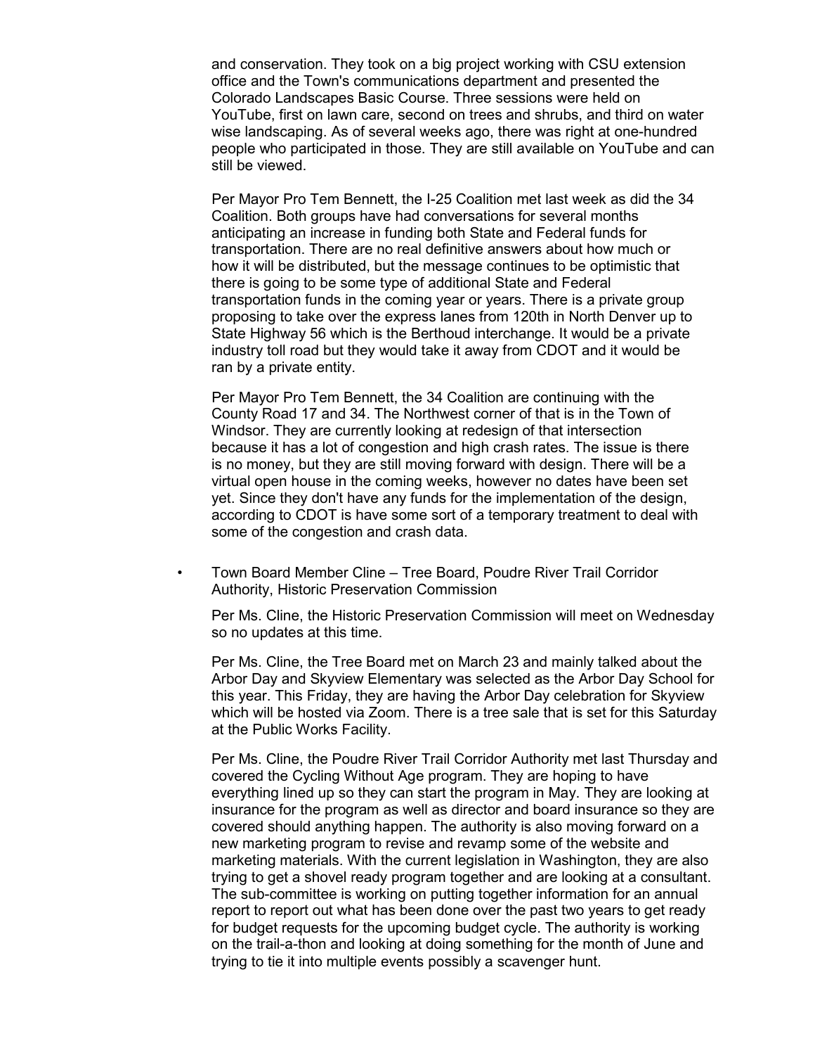and conservation. They took on a big project working with CSU extension office and the Town's communications department and presented the Colorado Landscapes Basic Course. Three sessions were held on YouTube, first on lawn care, second on trees and shrubs, and third on water wise landscaping. As of several weeks ago, there was right at one-hundred people who participated in those. They are still available on YouTube and can still be viewed.

Per Mayor Pro Tem Bennett, the I-25 Coalition met last week as did the 34 Coalition. Both groups have had conversations for several months anticipating an increase in funding both State and Federal funds for transportation. There are no real definitive answers about how much or how it will be distributed, but the message continues to be optimistic that there is going to be some type of additional State and Federal transportation funds in the coming year or years. There is a private group proposing to take over the express lanes from 120th in North Denver up to State Highway 56 which is the Berthoud interchange. It would be a private industry toll road but they would take it away from CDOT and it would be ran by a private entity.

Per Mayor Pro Tem Bennett, the 34 Coalition are continuing with the County Road 17 and 34. The Northwest corner of that is in the Town of Windsor. They are currently looking at redesign of that intersection because it has a lot of congestion and high crash rates. The issue is there is no money, but they are still moving forward with design. There will be a virtual open house in the coming weeks, however no dates have been set yet. Since they don't have any funds for the implementation of the design, according to CDOT is have some sort of a temporary treatment to deal with some of the congestion and crash data.

- Town Board Member Cline – Tree Board, Poudre River Trail Corridor Authority, Historic Preservation Commission

  Per Ms. Cline, the Historic Preservation Commission will meet on Wednesday so no updates at this time.

  Per Ms. Cline, the Tree Board met on March 23 and mainly talked about the Arbor Day and Skyview Elementary was selected as the Arbor Day School for this year. This Friday, they are having the Arbor Day celebration for Skyview which will be hosted via Zoom. There is a tree sale that is set for this Saturday at the Public Works Facility.

  Per Ms. Cline, the Poudre River Trail Corridor Authority met last Thursday and covered the Cycling Without Age program. They are hoping to have everything lined up so they can start the program in May. They are looking at insurance for the program as well as director and board insurance so they are covered should anything happen. The authority is also moving forward on a new marketing program to revise and revamp some of the website and marketing materials. With the current legislation in Washington, they are also trying to get a shovel ready program together and are looking at a consultant. The sub-committee is working on putting together information for an annual report to report out what has been done over the past two years to get ready for budget requests for the upcoming budget cycle. The authority is working on the trail-a-thon and looking at doing something for the month of June and trying to tie it into multiple events possibly a scavenger hunt.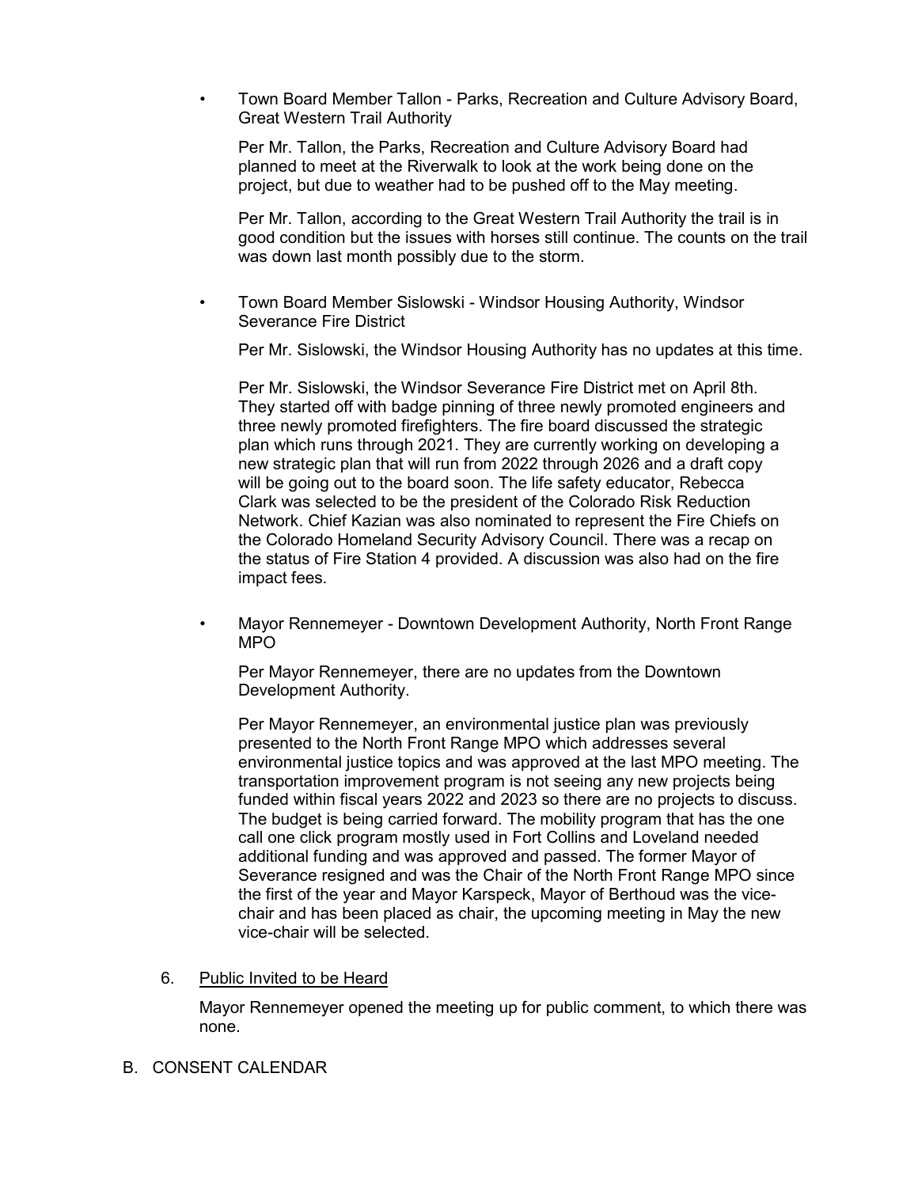- Town Board Member Tallon - Parks, Recreation and Culture Advisory Board, Great Western Trail Authority

  Per Mr. Tallon, the Parks, Recreation and Culture Advisory Board had planned to meet at the Riverwalk to look at the work being done on the project, but due to weather had to be pushed off to the May meeting.

  Per Mr. Tallon, according to the Great Western Trail Authority the trail is in good condition but the issues with horses still continue. The counts on the trail was down last month possibly due to the storm.

- Town Board Member Sislowski - Windsor Housing Authority, Windsor Severance Fire District

  Per Mr. Sislowski, the Windsor Housing Authority has no updates at this time.

  Per Mr. Sislowski, the Windsor Severance Fire District met on April 8th. They started off with badge pinning of three newly promoted engineers and three newly promoted firefighters. The fire board discussed the strategic plan which runs through 2021. They are currently working on developing a new strategic plan that will run from 2022 through 2026 and a draft copy will be going out to the board soon. The life safety educator, Rebecca Clark was selected to be the president of the Colorado Risk Reduction Network. Chief Kazian was also nominated to represent the Fire Chiefs on the Colorado Homeland Security Advisory Council. There was a recap on the status of Fire Station 4 provided. A discussion was also had on the fire impact fees.

- Mayor Rennemeyer - Downtown Development Authority, North Front Range MPO

  Per Mayor Rennemeyer, there are no updates from the Downtown Development Authority.

  Per Mayor Rennemeyer, an environmental justice plan was previously presented to the North Front Range MPO which addresses several environmental justice topics and was approved at the last MPO meeting. The transportation improvement program is not seeing any new projects being funded within fiscal years 2022 and 2023 so there are no projects to discuss. The budget is being carried forward. The mobility program that has the one call one click program mostly used in Fort Collins and Loveland needed additional funding and was approved and passed. The former Mayor of Severance resigned and was the Chair of the North Front Range MPO since the first of the year and Mayor Karspeck, Mayor of Berthoud was the vice-chair and has been placed as chair, the upcoming meeting in May the new vice-chair will be selected.

6. Public Invited to be Heard

   Mayor Rennemeyer opened the meeting up for public comment, to which there was none.

B. CONSENT CALENDAR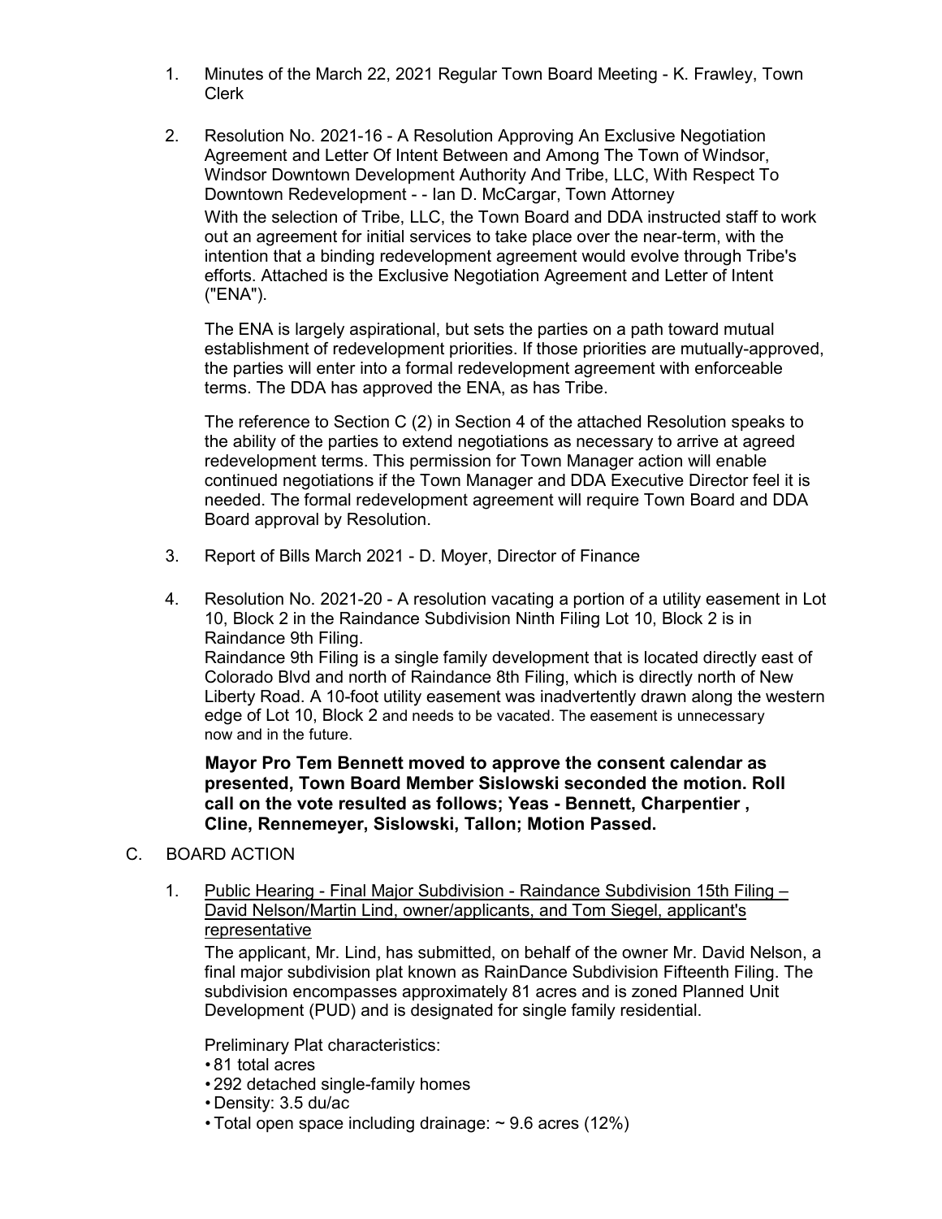1. Minutes of the March 22, 2021 Regular Town Board Meeting - K. Frawley, Town Clerk

2. Resolution No. 2021-16 - A Resolution Approving An Exclusive Negotiation Agreement and Letter Of Intent Between and Among The Town of Windsor, Windsor Downtown Development Authority And Tribe, LLC, With Respect To Downtown Redevelopment - - Ian D. McCargar, Town Attorney

   With the selection of Tribe, LLC, the Town Board and DDA instructed staff to work out an agreement for initial services to take place over the near-term, with the intention that a binding redevelopment agreement would evolve through Tribe's efforts. Attached is the Exclusive Negotiation Agreement and Letter of Intent ("ENA").

   The ENA is largely aspirational, but sets the parties on a path toward mutual establishment of redevelopment priorities. If those priorities are mutually-approved, the parties will enter into a formal redevelopment agreement with enforceable terms. The DDA has approved the ENA, as has Tribe.

   The reference to Section C (2) in Section 4 of the attached Resolution speaks to the ability of the parties to extend negotiations as necessary to arrive at agreed redevelopment terms. This permission for Town Manager action will enable continued negotiations if the Town Manager and DDA Executive Director feel it is needed. The formal redevelopment agreement will require Town Board and DDA Board approval by Resolution.

3. Report of Bills March 2021 - D. Moyer, Director of Finance

4. Resolution No. 2021-20 - A resolution vacating a portion of a utility easement in Lot 10, Block 2 in the Raindance Subdivision Ninth Filing Lot 10, Block 2 is in Raindance 9th Filing.

   Raindance 9th Filing is a single family development that is located directly east of Colorado Blvd and north of Raindance 8th Filing, which is directly north of New Liberty Road. A 10-foot utility easement was inadvertently drawn along the western edge of Lot 10, Block 2 and needs to be vacated. The easement is unnecessary now and in the future.

   **Mayor Pro Tem Bennett moved to approve the consent calendar as presented, Town Board Member Sislowski seconded the motion. Roll call on the vote resulted as follows; Yeas - Bennett, Charpentier , Cline, Rennemeyer, Sislowski, Tallon; Motion Passed.**

C. BOARD ACTION

1. Public Hearing - Final Major Subdivision - Raindance Subdivision 15th Filing – David Nelson/Martin Lind, owner/applicants, and Tom Siegel, applicant's representative

   The applicant, Mr. Lind, has submitted, on behalf of the owner Mr. David Nelson, a final major subdivision plat known as RainDance Subdivision Fifteenth Filing. The subdivision encompasses approximately 81 acres and is zoned Planned Unit Development (PUD) and is designated for single family residential.

   Preliminary Plat characteristics:
   - 81 total acres
   - 292 detached single-family homes
   - Density: 3.5 du/ac
   - Total open space including drainage: ~ 9.6 acres (12%)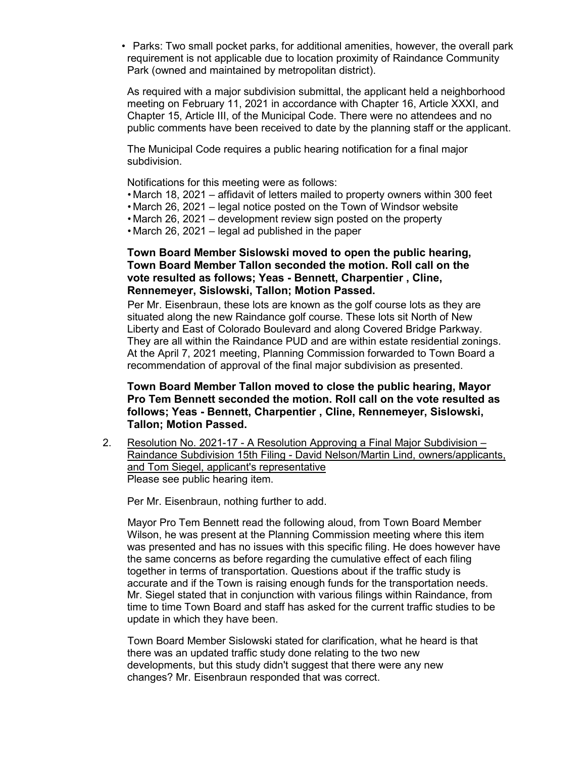- Parks: Two small pocket parks, for additional amenities, however, the overall park requirement is not applicable due to location proximity of Raindance Community Park (owned and maintained by metropolitan district).

As required with a major subdivision submittal, the applicant held a neighborhood meeting on February 11, 2021 in accordance with Chapter 16, Article XXXI, and Chapter 15, Article III, of the Municipal Code. There were no attendees and no public comments have been received to date by the planning staff or the applicant.

The Municipal Code requires a public hearing notification for a final major subdivision.

Notifications for this meeting were as follows:

- March 18, 2021 – affidavit of letters mailed to property owners within 300 feet
- March 26, 2021 – legal notice posted on the Town of Windsor website
- March 26, 2021 – development review sign posted on the property
- March 26, 2021 – legal ad published in the paper

**Town Board Member Sislowski moved to open the public hearing, Town Board Member Tallon seconded the motion. Roll call on the vote resulted as follows; Yeas - Bennett, Charpentier , Cline, Rennemeyer, Sislowski, Tallon; Motion Passed.**

Per Mr. Eisenbraun, these lots are known as the golf course lots as they are situated along the new Raindance golf course. These lots sit North of New Liberty and East of Colorado Boulevard and along Covered Bridge Parkway. They are all within the Raindance PUD and are within estate residential zonings. At the April 7, 2021 meeting, Planning Commission forwarded to Town Board a recommendation of approval of the final major subdivision as presented.

**Town Board Member Tallon moved to close the public hearing, Mayor Pro Tem Bennett seconded the motion. Roll call on the vote resulted as follows; Yeas - Bennett, Charpentier , Cline, Rennemeyer, Sislowski, Tallon; Motion Passed.**

2. Resolution No. 2021-17 - A Resolution Approving a Final Major Subdivision – Raindance Subdivision 15th Filing - David Nelson/Martin Lind, owners/applicants, and Tom Siegel, applicant's representative
Please see public hearing item.

Per Mr. Eisenbraun, nothing further to add.

Mayor Pro Tem Bennett read the following aloud, from Town Board Member Wilson, he was present at the Planning Commission meeting where this item was presented and has no issues with this specific filing. He does however have the same concerns as before regarding the cumulative effect of each filing together in terms of transportation. Questions about if the traffic study is accurate and if the Town is raising enough funds for the transportation needs. Mr. Siegel stated that in conjunction with various filings within Raindance, from time to time Town Board and staff has asked for the current traffic studies to be update in which they have been.

Town Board Member Sislowski stated for clarification, what he heard is that there was an updated traffic study done relating to the two new developments, but this study didn't suggest that there were any new changes? Mr. Eisenbraun responded that was correct.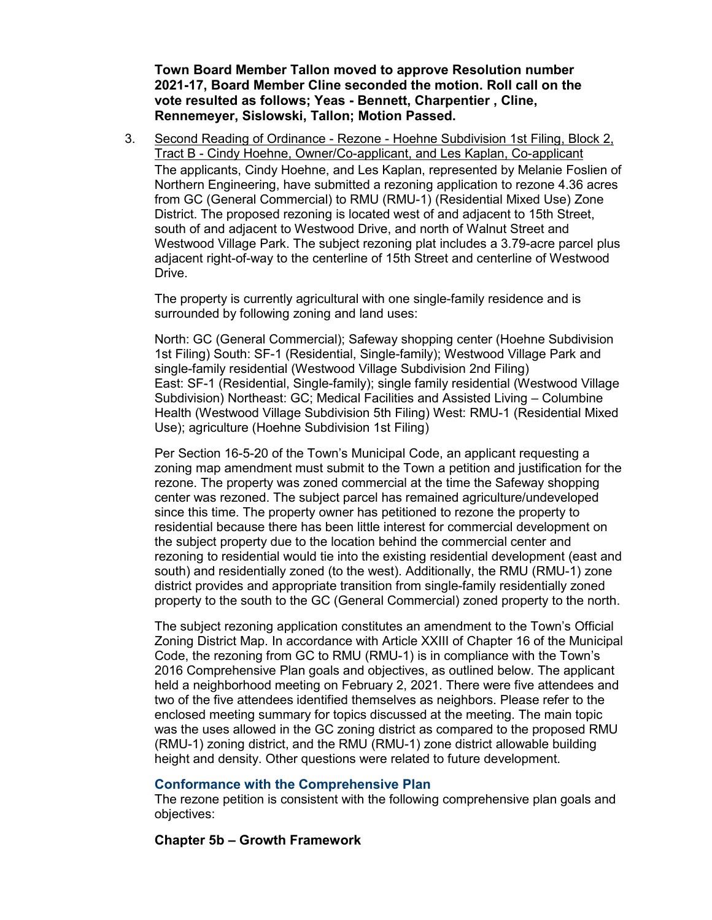**Town Board Member Tallon moved to approve Resolution number 2021-17, Board Member Cline seconded the motion. Roll call on the vote resulted as follows; Yeas - Bennett, Charpentier , Cline, Rennemeyer, Sislowski, Tallon; Motion Passed.**

3. Second Reading of Ordinance - Rezone - Hoehne Subdivision 1st Filing, Block 2, Tract B - Cindy Hoehne, Owner/Co-applicant, and Les Kaplan, Co-applicant

   The applicants, Cindy Hoehne, and Les Kaplan, represented by Melanie Foslien of Northern Engineering, have submitted a rezoning application to rezone 4.36 acres from GC (General Commercial) to RMU (RMU-1) (Residential Mixed Use) Zone District. The proposed rezoning is located west of and adjacent to 15th Street, south of and adjacent to Westwood Drive, and north of Walnut Street and Westwood Village Park. The subject rezoning plat includes a 3.79-acre parcel plus adjacent right-of-way to the centerline of 15th Street and centerline of Westwood Drive.

   The property is currently agricultural with one single-family residence and is surrounded by following zoning and land uses:

   North: GC (General Commercial); Safeway shopping center (Hoehne Subdivision 1st Filing) South: SF-1 (Residential, Single-family); Westwood Village Park and single-family residential (Westwood Village Subdivision 2nd Filing)
   East: SF-1 (Residential, Single-family); single family residential (Westwood Village Subdivision) Northeast: GC; Medical Facilities and Assisted Living – Columbine Health (Westwood Village Subdivision 5th Filing) West: RMU-1 (Residential Mixed Use); agriculture (Hoehne Subdivision 1st Filing)

   Per Section 16-5-20 of the Town's Municipal Code, an applicant requesting a zoning map amendment must submit to the Town a petition and justification for the rezone. The property was zoned commercial at the time the Safeway shopping center was rezoned. The subject parcel has remained agriculture/undeveloped since this time. The property owner has petitioned to rezone the property to residential because there has been little interest for commercial development on the subject property due to the location behind the commercial center and rezoning to residential would tie into the existing residential development (east and south) and residentially zoned (to the west). Additionally, the RMU (RMU-1) zone district provides and appropriate transition from single-family residentially zoned property to the south to the GC (General Commercial) zoned property to the north.

   The subject rezoning application constitutes an amendment to the Town's Official Zoning District Map. In accordance with Article XXIII of Chapter 16 of the Municipal Code, the rezoning from GC to RMU (RMU-1) is in compliance with the Town's 2016 Comprehensive Plan goals and objectives, as outlined below. The applicant held a neighborhood meeting on February 2, 2021. There were five attendees and two of the five attendees identified themselves as neighbors. Please refer to the enclosed meeting summary for topics discussed at the meeting. The main topic was the uses allowed in the GC zoning district as compared to the proposed RMU (RMU-1) zoning district, and the RMU (RMU-1) zone district allowable building height and density. Other questions were related to future development.

### Conformance with the Comprehensive Plan

The rezone petition is consistent with the following comprehensive plan goals and objectives:

**Chapter 5b – Growth Framework**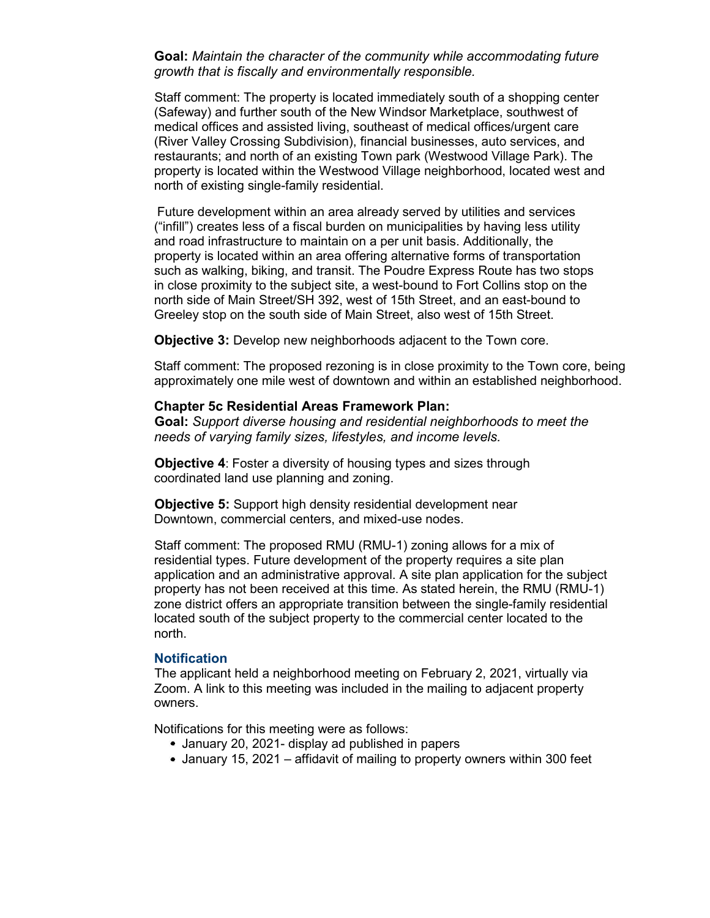**Goal:** *Maintain the character of the community while accommodating future growth that is fiscally and environmentally responsible.*

Staff comment: The property is located immediately south of a shopping center (Safeway) and further south of the New Windsor Marketplace, southwest of medical offices and assisted living, southeast of medical offices/urgent care (River Valley Crossing Subdivision), financial businesses, auto services, and restaurants; and north of an existing Town park (Westwood Village Park). The property is located within the Westwood Village neighborhood, located west and north of existing single-family residential.

Future development within an area already served by utilities and services ("infill") creates less of a fiscal burden on municipalities by having less utility and road infrastructure to maintain on a per unit basis. Additionally, the property is located within an area offering alternative forms of transportation such as walking, biking, and transit. The Poudre Express Route has two stops in close proximity to the subject site, a west-bound to Fort Collins stop on the north side of Main Street/SH 392, west of 15th Street, and an east-bound to Greeley stop on the south side of Main Street, also west of 15th Street.

**Objective 3:** Develop new neighborhoods adjacent to the Town core.

Staff comment: The proposed rezoning is in close proximity to the Town core, being approximately one mile west of downtown and within an established neighborhood.

**Chapter 5c Residential Areas Framework Plan:**

**Goal:** *Support diverse housing and residential neighborhoods to meet the needs of varying family sizes, lifestyles, and income levels.*

**Objective 4**: Foster a diversity of housing types and sizes through coordinated land use planning and zoning.

**Objective 5:** Support high density residential development near Downtown, commercial centers, and mixed-use nodes.

Staff comment: The proposed RMU (RMU-1) zoning allows for a mix of residential types. Future development of the property requires a site plan application and an administrative approval. A site plan application for the subject property has not been received at this time. As stated herein, the RMU (RMU-1) zone district offers an appropriate transition between the single-family residential located south of the subject property to the commercial center located to the north.

## Notification

The applicant held a neighborhood meeting on February 2, 2021, virtually via Zoom. A link to this meeting was included in the mailing to adjacent property owners.

Notifications for this meeting were as follows:

- January 20, 2021- display ad published in papers
- January 15, 2021 – affidavit of mailing to property owners within 300 feet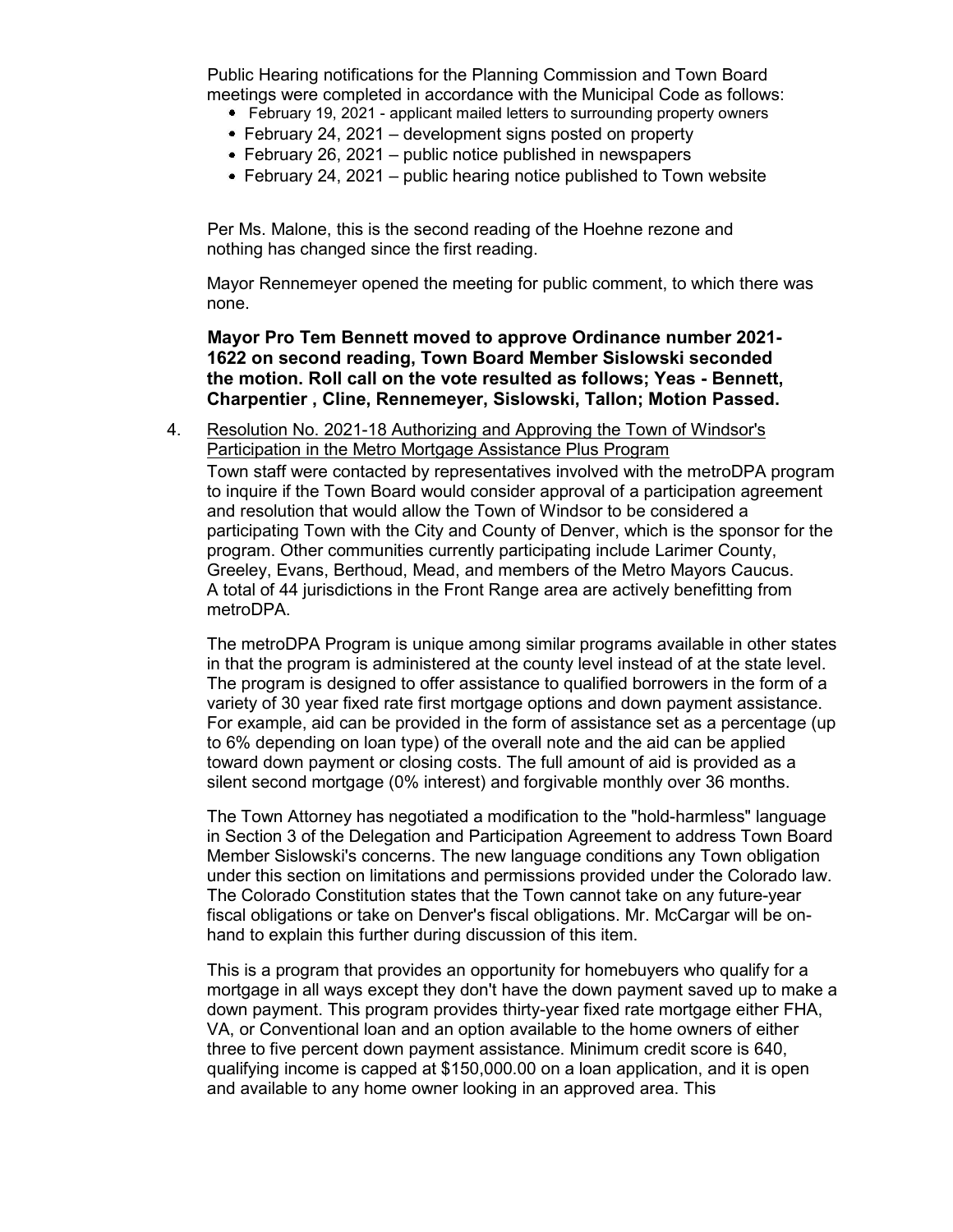Public Hearing notifications for the Planning Commission and Town Board meetings were completed in accordance with the Municipal Code as follows:

- February 19, 2021 - applicant mailed letters to surrounding property owners
- February 24, 2021 – development signs posted on property
- February 26, 2021 – public notice published in newspapers
- February 24, 2021 – public hearing notice published to Town website

Per Ms. Malone, this is the second reading of the Hoehne rezone and nothing has changed since the first reading.

Mayor Rennemeyer opened the meeting for public comment, to which there was none.

**Mayor Pro Tem Bennett moved to approve Ordinance number 2021-1622 on second reading, Town Board Member Sislowski seconded the motion. Roll call on the vote resulted as follows; Yeas - Bennett, Charpentier , Cline, Rennemeyer, Sislowski, Tallon; Motion Passed.**

4. Resolution No. 2021-18 Authorizing and Approving the Town of Windsor's Participation in the Metro Mortgage Assistance Plus Program

Town staff were contacted by representatives involved with the metroDPA program to inquire if the Town Board would consider approval of a participation agreement and resolution that would allow the Town of Windsor to be considered a participating Town with the City and County of Denver, which is the sponsor for the program. Other communities currently participating include Larimer County, Greeley, Evans, Berthoud, Mead, and members of the Metro Mayors Caucus. A total of 44 jurisdictions in the Front Range area are actively benefitting from metroDPA.

The metroDPA Program is unique among similar programs available in other states in that the program is administered at the county level instead of at the state level. The program is designed to offer assistance to qualified borrowers in the form of a variety of 30 year fixed rate first mortgage options and down payment assistance. For example, aid can be provided in the form of assistance set as a percentage (up to 6% depending on loan type) of the overall note and the aid can be applied toward down payment or closing costs. The full amount of aid is provided as a silent second mortgage (0% interest) and forgivable monthly over 36 months.

The Town Attorney has negotiated a modification to the "hold-harmless" language in Section 3 of the Delegation and Participation Agreement to address Town Board Member Sislowski's concerns. The new language conditions any Town obligation under this section on limitations and permissions provided under the Colorado law. The Colorado Constitution states that the Town cannot take on any future-year fiscal obligations or take on Denver's fiscal obligations. Mr. McCargar will be on-hand to explain this further during discussion of this item.

This is a program that provides an opportunity for homebuyers who qualify for a mortgage in all ways except they don't have the down payment saved up to make a down payment. This program provides thirty-year fixed rate mortgage either FHA, VA, or Conventional loan and an option available to the home owners of either three to five percent down payment assistance. Minimum credit score is 640, qualifying income is capped at $150,000.00 on a loan application, and it is open and available to any home owner looking in an approved area. This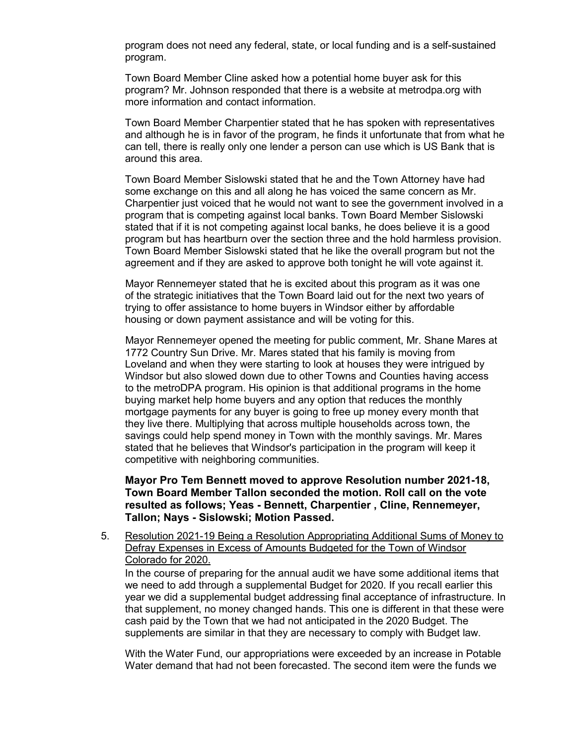program does not need any federal, state, or local funding and is a self-sustained program.

Town Board Member Cline asked how a potential home buyer ask for this program? Mr. Johnson responded that there is a website at metrodpa.org with more information and contact information.

Town Board Member Charpentier stated that he has spoken with representatives and although he is in favor of the program, he finds it unfortunate that from what he can tell, there is really only one lender a person can use which is US Bank that is around this area.

Town Board Member Sislowski stated that he and the Town Attorney have had some exchange on this and all along he has voiced the same concern as Mr. Charpentier just voiced that he would not want to see the government involved in a program that is competing against local banks. Town Board Member Sislowski stated that if it is not competing against local banks, he does believe it is a good program but has heartburn over the section three and the hold harmless provision. Town Board Member Sislowski stated that he like the overall program but not the agreement and if they are asked to approve both tonight he will vote against it.

Mayor Rennemeyer stated that he is excited about this program as it was one of the strategic initiatives that the Town Board laid out for the next two years of trying to offer assistance to home buyers in Windsor either by affordable housing or down payment assistance and will be voting for this.

Mayor Rennemeyer opened the meeting for public comment, Mr. Shane Mares at 1772 Country Sun Drive. Mr. Mares stated that his family is moving from Loveland and when they were starting to look at houses they were intrigued by Windsor but also slowed down due to other Towns and Counties having access to the metroDPA program. His opinion is that additional programs in the home buying market help home buyers and any option that reduces the monthly mortgage payments for any buyer is going to free up money every month that they live there. Multiplying that across multiple households across town, the savings could help spend money in Town with the monthly savings. Mr. Mares stated that he believes that Windsor's participation in the program will keep it competitive with neighboring communities.

**Mayor Pro Tem Bennett moved to approve Resolution number 2021-18, Town Board Member Tallon seconded the motion. Roll call on the vote resulted as follows; Yeas - Bennett, Charpentier , Cline, Rennemeyer, Tallon; Nays - Sislowski; Motion Passed.**

5. Resolution 2021-19 Being a Resolution Appropriating Additional Sums of Money to Defray Expenses in Excess of Amounts Budgeted for the Town of Windsor Colorado for 2020.

   In the course of preparing for the annual audit we have some additional items that we need to add through a supplemental Budget for 2020. If you recall earlier this year we did a supplemental budget addressing final acceptance of infrastructure. In that supplement, no money changed hands. This one is different in that these were cash paid by the Town that we had not anticipated in the 2020 Budget. The supplements are similar in that they are necessary to comply with Budget law.

   With the Water Fund, our appropriations were exceeded by an increase in Potable Water demand that had not been forecasted. The second item were the funds we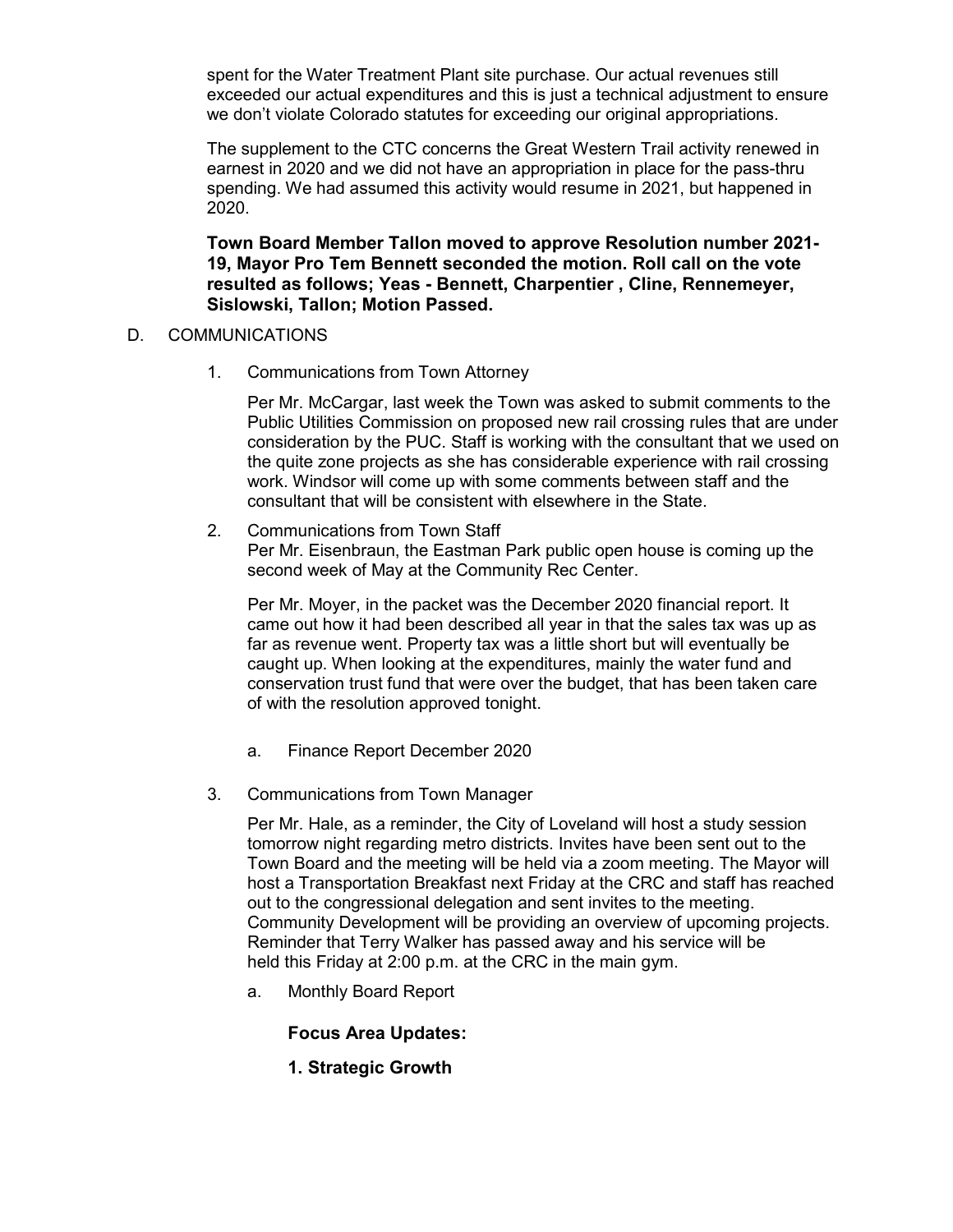spent for the Water Treatment Plant site purchase. Our actual revenues still exceeded our actual expenditures and this is just a technical adjustment to ensure we don't violate Colorado statutes for exceeding our original appropriations.

The supplement to the CTC concerns the Great Western Trail activity renewed in earnest in 2020 and we did not have an appropriation in place for the pass-thru spending. We had assumed this activity would resume in 2021, but happened in 2020.

**Town Board Member Tallon moved to approve Resolution number 2021-19, Mayor Pro Tem Bennett seconded the motion. Roll call on the vote resulted as follows; Yeas - Bennett, Charpentier , Cline, Rennemeyer, Sislowski, Tallon; Motion Passed.**

D. COMMUNICATIONS

1. Communications from Town Attorney

   Per Mr. McCargar, last week the Town was asked to submit comments to the Public Utilities Commission on proposed new rail crossing rules that are under consideration by the PUC. Staff is working with the consultant that we used on the quite zone projects as she has considerable experience with rail crossing work. Windsor will come up with some comments between staff and the consultant that will be consistent with elsewhere in the State.

2. Communications from Town Staff
   Per Mr. Eisenbraun, the Eastman Park public open house is coming up the second week of May at the Community Rec Center.

   Per Mr. Moyer, in the packet was the December 2020 financial report. It came out how it had been described all year in that the sales tax was up as far as revenue went. Property tax was a little short but will eventually be caught up. When looking at the expenditures, mainly the water fund and conservation trust fund that were over the budget, that has been taken care of with the resolution approved tonight.

   a. Finance Report December 2020

3. Communications from Town Manager

   Per Mr. Hale, as a reminder, the City of Loveland will host a study session tomorrow night regarding metro districts. Invites have been sent out to the Town Board and the meeting will be held via a zoom meeting. The Mayor will host a Transportation Breakfast next Friday at the CRC and staff has reached out to the congressional delegation and sent invites to the meeting. Community Development will be providing an overview of upcoming projects. Reminder that Terry Walker has passed away and his service will be held this Friday at 2:00 p.m. at the CRC in the main gym.

   a. Monthly Board Report

      **Focus Area Updates:**

      **1. Strategic Growth**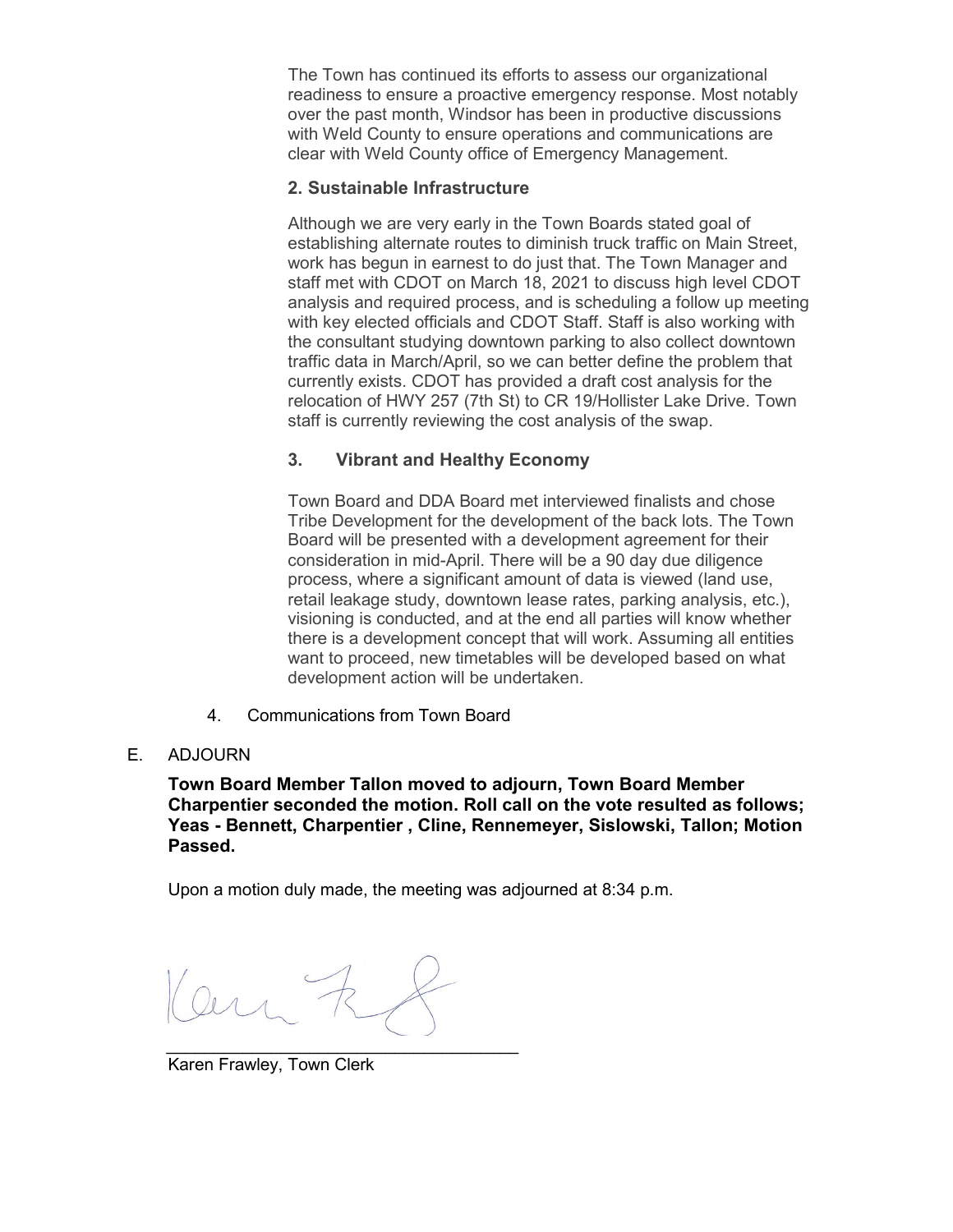The Town has continued its efforts to assess our organizational readiness to ensure a proactive emergency response. Most notably over the past month, Windsor has been in productive discussions with Weld County to ensure operations and communications are clear with Weld County office of Emergency Management.

### 2. Sustainable Infrastructure

Although we are very early in the Town Boards stated goal of establishing alternate routes to diminish truck traffic on Main Street, work has begun in earnest to do just that. The Town Manager and staff met with CDOT on March 18, 2021 to discuss high level CDOT analysis and required process, and is scheduling a follow up meeting with key elected officials and CDOT Staff. Staff is also working with the consultant studying downtown parking to also collect downtown traffic data in March/April, so we can better define the problem that currently exists. CDOT has provided a draft cost analysis for the relocation of HWY 257 (7th St) to CR 19/Hollister Lake Drive. Town staff is currently reviewing the cost analysis of the swap.

### 3. Vibrant and Healthy Economy

Town Board and DDA Board met interviewed finalists and chose Tribe Development for the development of the back lots. The Town Board will be presented with a development agreement for their consideration in mid-April. There will be a 90 day due diligence process, where a significant amount of data is viewed (land use, retail leakage study, downtown lease rates, parking analysis, etc.), visioning is conducted, and at the end all parties will know whether there is a development concept that will work. Assuming all entities want to proceed, new timetables will be developed based on what development action will be undertaken.

4. Communications from Town Board

E. ADJOURN

**Town Board Member Tallon moved to adjourn, Town Board Member Charpentier seconded the motion. Roll call on the vote resulted as follows; Yeas - Bennett, Charpentier , Cline, Rennemeyer, Sislowski, Tallon; Motion Passed.**

Upon a motion duly made, the meeting was adjourned at 8:34 p.m.

Karen Frawley, Town Clerk